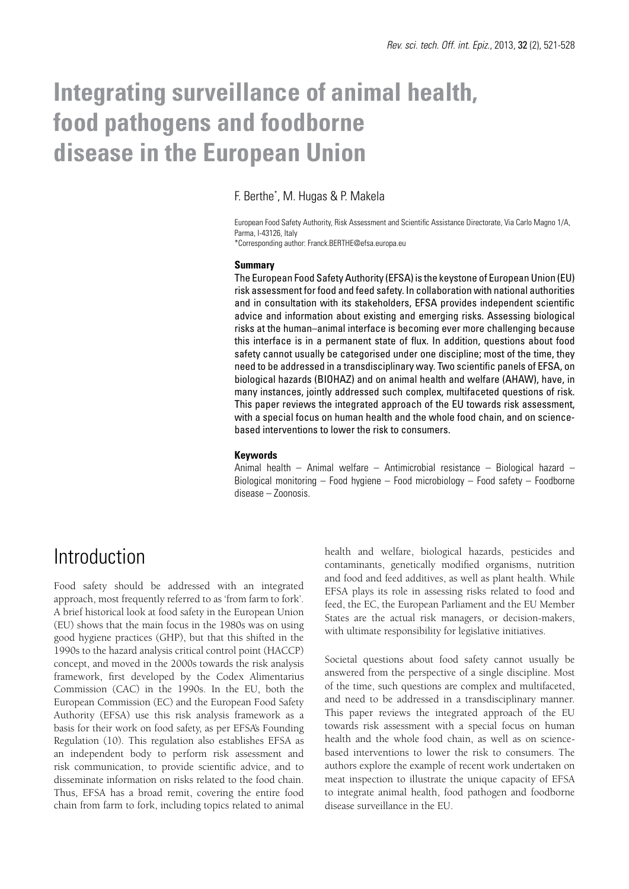# Integrating surveillance of animal health, food pathogens and foodborne disease in the European Union

F. Berthe*, M. Hugas & P. Makela

European Food Safety Authority, Risk Assessment and Scientific Assistance Directorate, Via Carlo Magno 1/A, Parma, I-43126, Italy
*Corresponding author: Franck.BERTHE@efsa.europa.eu

### Summary

The European Food Safety Authority (EFSA) is the keystone of European Union (EU) risk assessment for food and feed safety. In collaboration with national authorities and in consultation with its stakeholders, EFSA provides independent scientific advice and information about existing and emerging risks. Assessing biological risks at the human–animal interface is becoming ever more challenging because this interface is in a permanent state of flux. In addition, questions about food safety cannot usually be categorised under one discipline; most of the time, they need to be addressed in a transdisciplinary way. Two scientific panels of EFSA, on biological hazards (BIOHAZ) and on animal health and welfare (AHAW), have, in many instances, jointly addressed such complex, multifaceted questions of risk. This paper reviews the integrated approach of the EU towards risk assessment, with a special focus on human health and the whole food chain, and on science-based interventions to lower the risk to consumers.

### Keywords

Animal health – Animal welfare – Antimicrobial resistance – Biological hazard – Biological monitoring – Food hygiene – Food microbiology – Food safety – Foodborne disease – Zoonosis.

## Introduction

Food safety should be addressed with an integrated approach, most frequently referred to as 'from farm to fork'. A brief historical look at food safety in the European Union (EU) shows that the main focus in the 1980s was on using good hygiene practices (GHP), but that this shifted in the 1990s to the hazard analysis critical control point (HACCP) concept, and moved in the 2000s towards the risk analysis framework, first developed by the Codex Alimentarius Commission (CAC) in the 1990s. In the EU, both the European Commission (EC) and the European Food Safety Authority (EFSA) use this risk analysis framework as a basis for their work on food safety, as per EFSA's Founding Regulation (10). This regulation also establishes EFSA as an independent body to perform risk assessment and risk communication, to provide scientific advice, and to disseminate information on risks related to the food chain. Thus, EFSA has a broad remit, covering the entire food chain from farm to fork, including topics related to animal health and welfare, biological hazards, pesticides and contaminants, genetically modified organisms, nutrition and food and feed additives, as well as plant health. While EFSA plays its role in assessing risks related to food and feed, the EC, the European Parliament and the EU Member States are the actual risk managers, or decision-makers, with ultimate responsibility for legislative initiatives.

Societal questions about food safety cannot usually be answered from the perspective of a single discipline. Most of the time, such questions are complex and multifaceted, and need to be addressed in a transdisciplinary manner. This paper reviews the integrated approach of the EU towards risk assessment with a special focus on human health and the whole food chain, as well as on science-based interventions to lower the risk to consumers. The authors explore the example of recent work undertaken on meat inspection to illustrate the unique capacity of EFSA to integrate animal health, food pathogen and foodborne disease surveillance in the EU.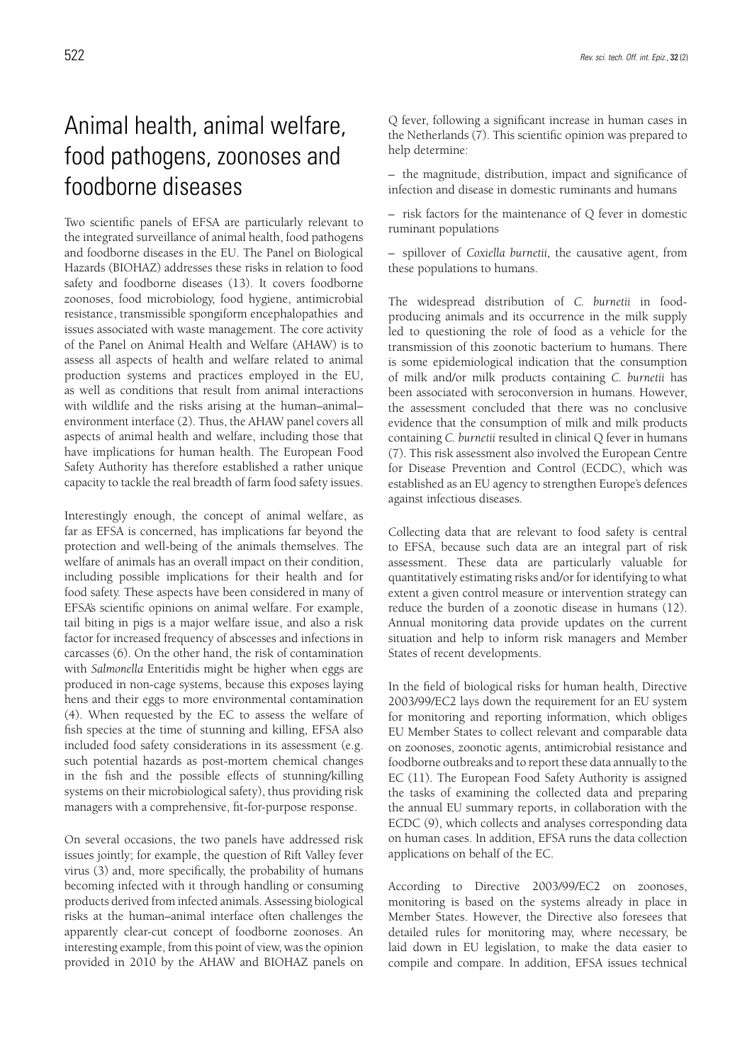# Animal health, animal welfare, food pathogens, zoonoses and foodborne diseases

Two scientific panels of EFSA are particularly relevant to the integrated surveillance of animal health, food pathogens and foodborne diseases in the EU. The Panel on Biological Hazards (BIOHAZ) addresses these risks in relation to food safety and foodborne diseases (13). It covers foodborne zoonoses, food microbiology, food hygiene, antimicrobial resistance, transmissible spongiform encephalopathies and issues associated with waste management. The core activity of the Panel on Animal Health and Welfare (AHAW) is to assess all aspects of health and welfare related to animal production systems and practices employed in the EU, as well as conditions that result from animal interactions with wildlife and the risks arising at the human–animal–environment interface (2). Thus, the AHAW panel covers all aspects of animal health and welfare, including those that have implications for human health. The European Food Safety Authority has therefore established a rather unique capacity to tackle the real breadth of farm food safety issues.

Interestingly enough, the concept of animal welfare, as far as EFSA is concerned, has implications far beyond the protection and well-being of the animals themselves. The welfare of animals has an overall impact on their condition, including possible implications for their health and for food safety. These aspects have been considered in many of EFSA's scientific opinions on animal welfare. For example, tail biting in pigs is a major welfare issue, and also a risk factor for increased frequency of abscesses and infections in carcasses (6). On the other hand, the risk of contamination with *Salmonella* Enteritidis might be higher when eggs are produced in non-cage systems, because this exposes laying hens and their eggs to more environmental contamination (4). When requested by the EC to assess the welfare of fish species at the time of stunning and killing, EFSA also included food safety considerations in its assessment (e.g. such potential hazards as post-mortem chemical changes in the fish and the possible effects of stunning/killing systems on their microbiological safety), thus providing risk managers with a comprehensive, fit-for-purpose response.

On several occasions, the two panels have addressed risk issues jointly; for example, the question of Rift Valley fever virus (3) and, more specifically, the probability of humans becoming infected with it through handling or consuming products derived from infected animals. Assessing biological risks at the human–animal interface often challenges the apparently clear-cut concept of foodborne zoonoses. An interesting example, from this point of view, was the opinion provided in 2010 by the AHAW and BIOHAZ panels on Q fever, following a significant increase in human cases in the Netherlands (7). This scientific opinion was prepared to help determine:

– the magnitude, distribution, impact and significance of infection and disease in domestic ruminants and humans

– risk factors for the maintenance of Q fever in domestic ruminant populations

– spillover of *Coxiella burnetii*, the causative agent, from these populations to humans.

The widespread distribution of *C. burnetii* in food-producing animals and its occurrence in the milk supply led to questioning the role of food as a vehicle for the transmission of this zoonotic bacterium to humans. There is some epidemiological indication that the consumption of milk and/or milk products containing *C. burnetii* has been associated with seroconversion in humans. However, the assessment concluded that there was no conclusive evidence that the consumption of milk and milk products containing *C. burnetii* resulted in clinical Q fever in humans (7). This risk assessment also involved the European Centre for Disease Prevention and Control (ECDC), which was established as an EU agency to strengthen Europe's defences against infectious diseases.

Collecting data that are relevant to food safety is central to EFSA, because such data are an integral part of risk assessment. These data are particularly valuable for quantitatively estimating risks and/or for identifying to what extent a given control measure or intervention strategy can reduce the burden of a zoonotic disease in humans (12). Annual monitoring data provide updates on the current situation and help to inform risk managers and Member States of recent developments.

In the field of biological risks for human health, Directive 2003/99/EC2 lays down the requirement for an EU system for monitoring and reporting information, which obliges EU Member States to collect relevant and comparable data on zoonoses, zoonotic agents, antimicrobial resistance and foodborne outbreaks and to report these data annually to the EC (11). The European Food Safety Authority is assigned the tasks of examining the collected data and preparing the annual EU summary reports, in collaboration with the ECDC (9), which collects and analyses corresponding data on human cases. In addition, EFSA runs the data collection applications on behalf of the EC.

According to Directive 2003/99/EC2 on zoonoses, monitoring is based on the systems already in place in Member States. However, the Directive also foresees that detailed rules for monitoring may, where necessary, be laid down in EU legislation, to make the data easier to compile and compare. In addition, EFSA issues technical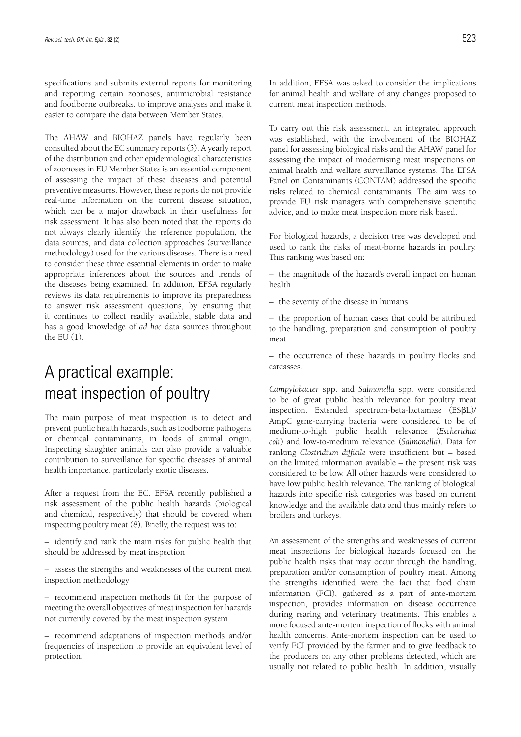specifications and submits external reports for monitoring and reporting certain zoonoses, antimicrobial resistance and foodborne outbreaks, to improve analyses and make it easier to compare the data between Member States.

The AHAW and BIOHAZ panels have regularly been consulted about the EC summary reports (5). A yearly report of the distribution and other epidemiological characteristics of zoonoses in EU Member States is an essential component of assessing the impact of these diseases and potential preventive measures. However, these reports do not provide real-time information on the current disease situation, which can be a major drawback in their usefulness for risk assessment. It has also been noted that the reports do not always clearly identify the reference population, the data sources, and data collection approaches (surveillance methodology) used for the various diseases. There is a need to consider these three essential elements in order to make appropriate inferences about the sources and trends of the diseases being examined. In addition, EFSA regularly reviews its data requirements to improve its preparedness to answer risk assessment questions, by ensuring that it continues to collect readily available, stable data and has a good knowledge of *ad hoc* data sources throughout the EU (1).

# A practical example: meat inspection of poultry

The main purpose of meat inspection is to detect and prevent public health hazards, such as foodborne pathogens or chemical contaminants, in foods of animal origin. Inspecting slaughter animals can also provide a valuable contribution to surveillance for specific diseases of animal health importance, particularly exotic diseases.

After a request from the EC, EFSA recently published a risk assessment of the public health hazards (biological and chemical, respectively) that should be covered when inspecting poultry meat (8). Briefly, the request was to:

– identify and rank the main risks for public health that should be addressed by meat inspection

– assess the strengths and weaknesses of the current meat inspection methodology

– recommend inspection methods fit for the purpose of meeting the overall objectives of meat inspection for hazards not currently covered by the meat inspection system

– recommend adaptations of inspection methods and/or frequencies of inspection to provide an equivalent level of protection.

In addition, EFSA was asked to consider the implications for animal health and welfare of any changes proposed to current meat inspection methods.

To carry out this risk assessment, an integrated approach was established, with the involvement of the BIOHAZ panel for assessing biological risks and the AHAW panel for assessing the impact of modernising meat inspections on animal health and welfare surveillance systems. The EFSA Panel on Contaminants (CONTAM) addressed the specific risks related to chemical contaminants. The aim was to provide EU risk managers with comprehensive scientific advice, and to make meat inspection more risk based.

For biological hazards, a decision tree was developed and used to rank the risks of meat-borne hazards in poultry. This ranking was based on:

– the magnitude of the hazard's overall impact on human health

– the severity of the disease in humans

– the proportion of human cases that could be attributed to the handling, preparation and consumption of poultry meat

– the occurrence of these hazards in poultry flocks and carcasses.

*Campylobacter* spp. and *Salmonella* spp. were considered to be of great public health relevance for poultry meat inspection. Extended spectrum-beta-lactamase (ESβL)/AmpC gene-carrying bacteria were considered to be of medium-to-high public health relevance (*Escherichia coli*) and low-to-medium relevance (*Salmonella*). Data for ranking *Clostridium difficile* were insufficient but – based on the limited information available – the present risk was considered to be low. All other hazards were considered to have low public health relevance. The ranking of biological hazards into specific risk categories was based on current knowledge and the available data and thus mainly refers to broilers and turkeys.

An assessment of the strengths and weaknesses of current meat inspections for biological hazards focused on the public health risks that may occur through the handling, preparation and/or consumption of poultry meat. Among the strengths identified were the fact that food chain information (FCI), gathered as a part of ante-mortem inspection, provides information on disease occurrence during rearing and veterinary treatments. This enables a more focused ante-mortem inspection of flocks with animal health concerns. Ante-mortem inspection can be used to verify FCI provided by the farmer and to give feedback to the producers on any other problems detected, which are usually not related to public health. In addition, visually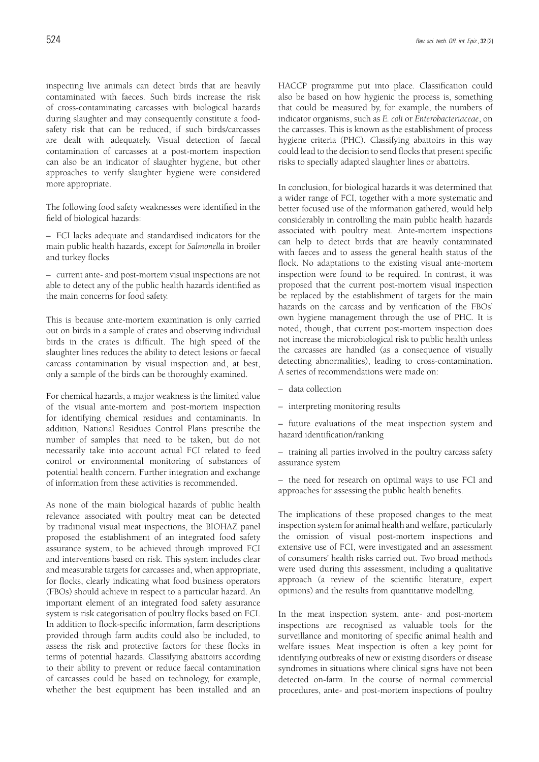inspecting live animals can detect birds that are heavily contaminated with faeces. Such birds increase the risk of cross-contaminating carcasses with biological hazards during slaughter and may consequently constitute a food-safety risk that can be reduced, if such birds/carcasses are dealt with adequately. Visual detection of faecal contamination of carcasses at a post-mortem inspection can also be an indicator of slaughter hygiene, but other approaches to verify slaughter hygiene were considered more appropriate.

The following food safety weaknesses were identified in the field of biological hazards:

– FCI lacks adequate and standardised indicators for the main public health hazards, except for *Salmonella* in broiler and turkey flocks

– current ante- and post-mortem visual inspections are not able to detect any of the public health hazards identified as the main concerns for food safety.

This is because ante-mortem examination is only carried out on birds in a sample of crates and observing individual birds in the crates is difficult. The high speed of the slaughter lines reduces the ability to detect lesions or faecal carcass contamination by visual inspection and, at best, only a sample of the birds can be thoroughly examined.

For chemical hazards, a major weakness is the limited value of the visual ante-mortem and post-mortem inspection for identifying chemical residues and contaminants. In addition, National Residues Control Plans prescribe the number of samples that need to be taken, but do not necessarily take into account actual FCI related to feed control or environmental monitoring of substances of potential health concern. Further integration and exchange of information from these activities is recommended.

As none of the main biological hazards of public health relevance associated with poultry meat can be detected by traditional visual meat inspections, the BIOHAZ panel proposed the establishment of an integrated food safety assurance system, to be achieved through improved FCI and interventions based on risk. This system includes clear and measurable targets for carcasses and, when appropriate, for flocks, clearly indicating what food business operators (FBOs) should achieve in respect to a particular hazard. An important element of an integrated food safety assurance system is risk categorisation of poultry flocks based on FCI. In addition to flock-specific information, farm descriptions provided through farm audits could also be included, to assess the risk and protective factors for these flocks in terms of potential hazards. Classifying abattoirs according to their ability to prevent or reduce faecal contamination of carcasses could be based on technology, for example, whether the best equipment has been installed and an HACCP programme put into place. Classification could also be based on how hygienic the process is, something that could be measured by, for example, the numbers of indicator organisms, such as *E. coli* or *Enterobacteriaceae*, on the carcasses. This is known as the establishment of process hygiene criteria (PHC). Classifying abattoirs in this way could lead to the decision to send flocks that present specific risks to specially adapted slaughter lines or abattoirs.

In conclusion, for biological hazards it was determined that a wider range of FCI, together with a more systematic and better focused use of the information gathered, would help considerably in controlling the main public health hazards associated with poultry meat. Ante-mortem inspections can help to detect birds that are heavily contaminated with faeces and to assess the general health status of the flock. No adaptations to the existing visual ante-mortem inspection were found to be required. In contrast, it was proposed that the current post-mortem visual inspection be replaced by the establishment of targets for the main hazards on the carcass and by verification of the FBOs' own hygiene management through the use of PHC. It is noted, though, that current post-mortem inspection does not increase the microbiological risk to public health unless the carcasses are handled (as a consequence of visually detecting abnormalities), leading to cross-contamination. A series of recommendations were made on:

– data collection

– interpreting monitoring results

– future evaluations of the meat inspection system and hazard identification/ranking

– training all parties involved in the poultry carcass safety assurance system

– the need for research on optimal ways to use FCI and approaches for assessing the public health benefits.

The implications of these proposed changes to the meat inspection system for animal health and welfare, particularly the omission of visual post-mortem inspections and extensive use of FCI, were investigated and an assessment of consumers' health risks carried out. Two broad methods were used during this assessment, including a qualitative approach (a review of the scientific literature, expert opinions) and the results from quantitative modelling.

In the meat inspection system, ante- and post-mortem inspections are recognised as valuable tools for the surveillance and monitoring of specific animal health and welfare issues. Meat inspection is often a key point for identifying outbreaks of new or existing disorders or disease syndromes in situations where clinical signs have not been detected on-farm. In the course of normal commercial procedures, ante- and post-mortem inspections of poultry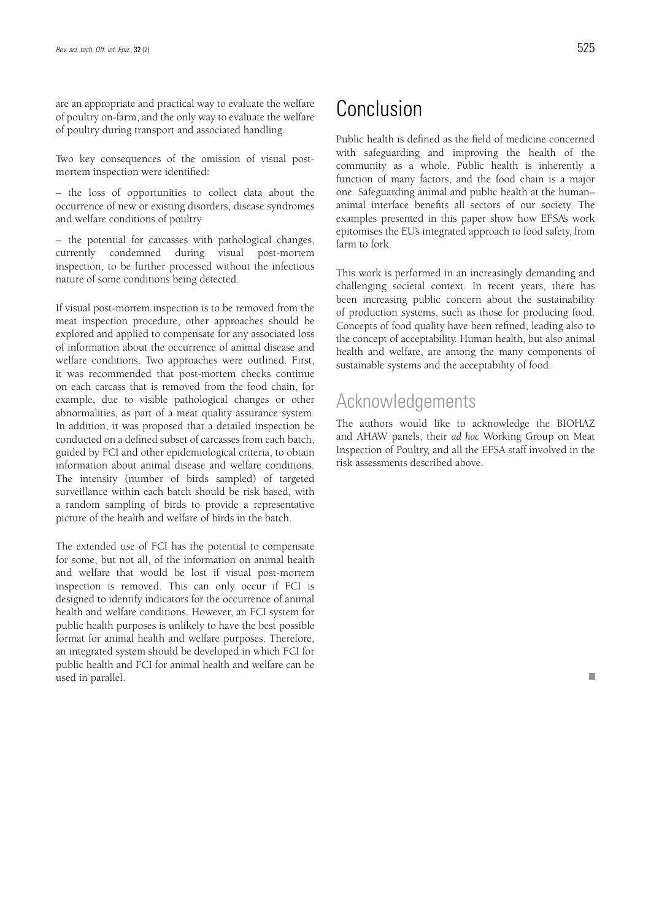are an appropriate and practical way to evaluate the welfare of poultry on-farm, and the only way to evaluate the welfare of poultry during transport and associated handling.

Two key consequences of the omission of visual post-mortem inspection were identified:

– the loss of opportunities to collect data about the occurrence of new or existing disorders, disease syndromes and welfare conditions of poultry

– the potential for carcasses with pathological changes, currently condemned during visual post-mortem inspection, to be further processed without the infectious nature of some conditions being detected.

If visual post-mortem inspection is to be removed from the meat inspection procedure, other approaches should be explored and applied to compensate for any associated loss of information about the occurrence of animal disease and welfare conditions. Two approaches were outlined. First, it was recommended that post-mortem checks continue on each carcass that is removed from the food chain, for example, due to visible pathological changes or other abnormalities, as part of a meat quality assurance system. In addition, it was proposed that a detailed inspection be conducted on a defined subset of carcasses from each batch, guided by FCI and other epidemiological criteria, to obtain information about animal disease and welfare conditions. The intensity (number of birds sampled) of targeted surveillance within each batch should be risk based, with a random sampling of birds to provide a representative picture of the health and welfare of birds in the batch.

The extended use of FCI has the potential to compensate for some, but not all, of the information on animal health and welfare that would be lost if visual post-mortem inspection is removed. This can only occur if FCI is designed to identify indicators for the occurrence of animal health and welfare conditions. However, an FCI system for public health purposes is unlikely to have the best possible format for animal health and welfare purposes. Therefore, an integrated system should be developed in which FCI for public health and FCI for animal health and welfare can be used in parallel.

# Conclusion

Public health is defined as the field of medicine concerned with safeguarding and improving the health of the community as a whole. Public health is inherently a function of many factors, and the food chain is a major one. Safeguarding animal and public health at the human–animal interface benefits all sectors of our society. The examples presented in this paper show how EFSA's work epitomises the EU's integrated approach to food safety, from farm to fork.

This work is performed in an increasingly demanding and challenging societal context. In recent years, there has been increasing public concern about the sustainability of production systems, such as those for producing food. Concepts of food quality have been refined, leading also to the concept of acceptability. Human health, but also animal health and welfare, are among the many components of sustainable systems and the acceptability of food.

## Acknowledgements

The authors would like to acknowledge the BIOHAZ and AHAW panels, their *ad hoc* Working Group on Meat Inspection of Poultry, and all the EFSA staff involved in the risk assessments described above.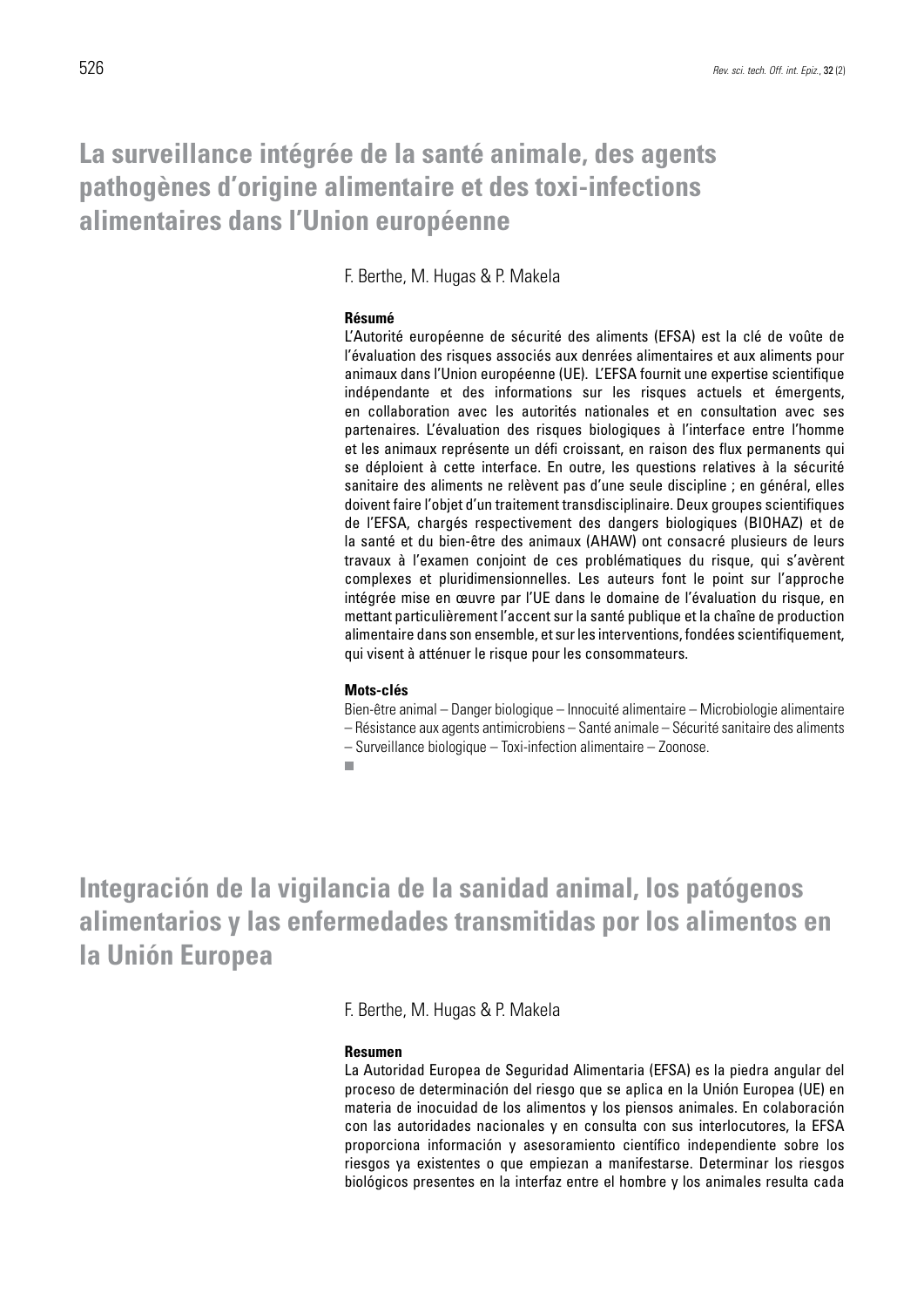# La surveillance intégrée de la santé animale, des agents pathogènes d'origine alimentaire et des toxi-infections alimentaires dans l'Union européenne

F. Berthe, M. Hugas & P. Makela

**Résumé**

L'Autorité européenne de sécurité des aliments (EFSA) est la clé de voûte de l'évaluation des risques associés aux denrées alimentaires et aux aliments pour animaux dans l'Union européenne (UE). L'EFSA fournit une expertise scientifique indépendante et des informations sur les risques actuels et émergents, en collaboration avec les autorités nationales et en consultation avec ses partenaires. L'évaluation des risques biologiques à l'interface entre l'homme et les animaux représente un défi croissant, en raison des flux permanents qui se déploient à cette interface. En outre, les questions relatives à la sécurité sanitaire des aliments ne relèvent pas d'une seule discipline ; en général, elles doivent faire l'objet d'un traitement transdisciplinaire. Deux groupes scientifiques de l'EFSA, chargés respectivement des dangers biologiques (BIOHAZ) et de la santé et du bien-être des animaux (AHAW) ont consacré plusieurs de leurs travaux à l'examen conjoint de ces problématiques du risque, qui s'avèrent complexes et pluridimensionnelles. Les auteurs font le point sur l'approche intégrée mise en œuvre par l'UE dans le domaine de l'évaluation du risque, en mettant particulièrement l'accent sur la santé publique et la chaîne de production alimentaire dans son ensemble, et sur les interventions, fondées scientifiquement, qui visent à atténuer le risque pour les consommateurs.

**Mots-clés**

Bien-être animal – Danger biologique – Innocuité alimentaire – Microbiologie alimentaire – Résistance aux agents antimicrobiens – Santé animale – Sécurité sanitaire des aliments – Surveillance biologique – Toxi-infection alimentaire – Zoonose.

# Integración de la vigilancia de la sanidad animal, los patógenos alimentarios y las enfermedades transmitidas por los alimentos en la Unión Europea

F. Berthe, M. Hugas & P. Makela

**Resumen**

La Autoridad Europea de Seguridad Alimentaria (EFSA) es la piedra angular del proceso de determinación del riesgo que se aplica en la Unión Europea (UE) en materia de inocuidad de los alimentos y los piensos animales. En colaboración con las autoridades nacionales y en consulta con sus interlocutores, la EFSA proporciona información y asesoramiento científico independiente sobre los riesgos ya existentes o que empiezan a manifestarse. Determinar los riesgos biológicos presentes en la interfaz entre el hombre y los animales resulta cada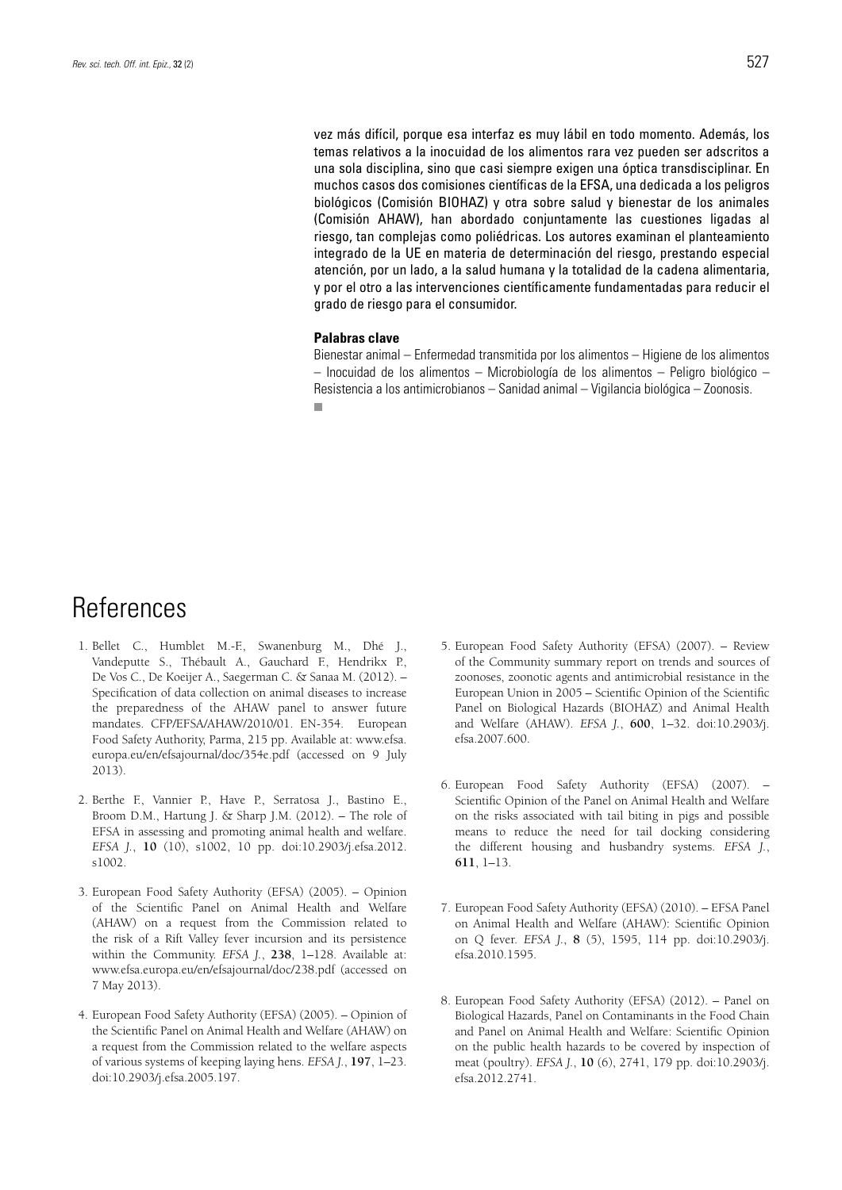vez más difícil, porque esa interfaz es muy lábil en todo momento. Además, los temas relativos a la inocuidad de los alimentos rara vez pueden ser adscritos a una sola disciplina, sino que casi siempre exigen una óptica transdisciplinar. En muchos casos dos comisiones científicas de la EFSA, una dedicada a los peligros biológicos (Comisión BIOHAZ) y otra sobre salud y bienestar de los animales (Comisión AHAW), han abordado conjuntamente las cuestiones ligadas al riesgo, tan complejas como poliédricas. Los autores examinan el planteamiento integrado de la UE en materia de determinación del riesgo, prestando especial atención, por un lado, a la salud humana y la totalidad de la cadena alimentaria, y por el otro a las intervenciones científicamente fundamentadas para reducir el grado de riesgo para el consumidor.

**Palabras clave**

Bienestar animal – Enfermedad transmitida por los alimentos – Higiene de los alimentos – Inocuidad de los alimentos – Microbiología de los alimentos – Peligro biológico – Resistencia a los antimicrobianos – Sanidad animal – Vigilancia biológica – Zoonosis.

# References

1. Bellet C., Humblet M.-F., Swanenburg M., Dhé J., Vandeputte S., Thébault A., Gauchard F., Hendrikx P., De Vos C., De Koeijer A., Saegerman C. & Sanaa M. (2012). – Specification of data collection on animal diseases to increase the preparedness of the AHAW panel to answer future mandates. CFP/EFSA/AHAW/2010/01. EN-354. European Food Safety Authority, Parma, 215 pp. Available at: www.efsa.europa.eu/en/efsajournal/doc/354e.pdf (accessed on 9 July 2013).

2. Berthe F., Vannier P., Have P., Serratosa J., Bastino E., Broom D.M., Hartung J. & Sharp J.M. (2012). – The role of EFSA in assessing and promoting animal health and welfare. *EFSA J.*, **10** (10), s1002, 10 pp. doi:10.2903/j.efsa.2012.s1002.

3. European Food Safety Authority (EFSA) (2005). – Opinion of the Scientific Panel on Animal Health and Welfare (AHAW) on a request from the Commission related to the risk of a Rift Valley fever incursion and its persistence within the Community. *EFSA J.*, **238**, 1–128. Available at: www.efsa.europa.eu/en/efsajournal/doc/238.pdf (accessed on 7 May 2013).

4. European Food Safety Authority (EFSA) (2005). – Opinion of the Scientific Panel on Animal Health and Welfare (AHAW) on a request from the Commission related to the welfare aspects of various systems of keeping laying hens. *EFSA J.*, **197**, 1–23. doi:10.2903/j.efsa.2005.197.

5. European Food Safety Authority (EFSA) (2007). – Review of the Community summary report on trends and sources of zoonoses, zoonotic agents and antimicrobial resistance in the European Union in 2005 – Scientific Opinion of the Scientific Panel on Biological Hazards (BIOHAZ) and Animal Health and Welfare (AHAW). *EFSA J.*, **600**, 1–32. doi:10.2903/j.efsa.2007.600.

6. European Food Safety Authority (EFSA) (2007). – Scientific Opinion of the Panel on Animal Health and Welfare on the risks associated with tail biting in pigs and possible means to reduce the need for tail docking considering the different housing and husbandry systems. *EFSA J.*, **611**, 1–13.

7. European Food Safety Authority (EFSA) (2010). – EFSA Panel on Animal Health and Welfare (AHAW): Scientific Opinion on Q fever. *EFSA J.*, **8** (5), 1595, 114 pp. doi:10.2903/j.efsa.2010.1595.

8. European Food Safety Authority (EFSA) (2012). – Panel on Biological Hazards, Panel on Contaminants in the Food Chain and Panel on Animal Health and Welfare: Scientific Opinion on the public health hazards to be covered by inspection of meat (poultry). *EFSA J.*, **10** (6), 2741, 179 pp. doi:10.2903/j.efsa.2012.2741.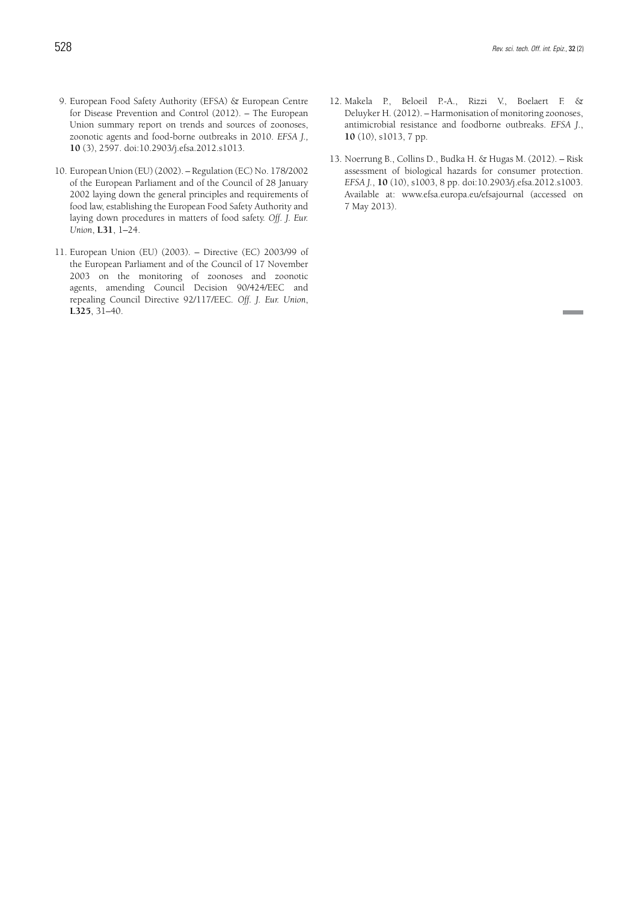9. European Food Safety Authority (EFSA) & European Centre for Disease Prevention and Control (2012). – The European Union summary report on trends and sources of zoonoses, zoonotic agents and food-borne outbreaks in 2010. *EFSA J.*, **10** (3), 2597. doi:10.2903/j.efsa.2012.s1013.

10. European Union (EU) (2002). – Regulation (EC) No. 178/2002 of the European Parliament and of the Council of 28 January 2002 laying down the general principles and requirements of food law, establishing the European Food Safety Authority and laying down procedures in matters of food safety. *Off. J. Eur. Union*, **L31**, 1–24.

11. European Union (EU) (2003). – Directive (EC) 2003/99 of the European Parliament and of the Council of 17 November 2003 on the monitoring of zoonoses and zoonotic agents, amending Council Decision 90/424/EEC and repealing Council Directive 92/117/EEC. *Off. J. Eur. Union*, **L325**, 31–40.

12. Makela P., Beloeil P.-A., Rizzi V., Boelaert F. & Deluyker H. (2012). – Harmonisation of monitoring zoonoses, antimicrobial resistance and foodborne outbreaks. *EFSA J.*, **10** (10), s1013, 7 pp.

13. Noerrung B., Collins D., Budka H. & Hugas M. (2012). – Risk assessment of biological hazards for consumer protection. *EFSA J.*, **10** (10), s1003, 8 pp. doi:10.2903/j.efsa.2012.s1003. Available at: www.efsa.europa.eu/efsajournal (accessed on 7 May 2013).